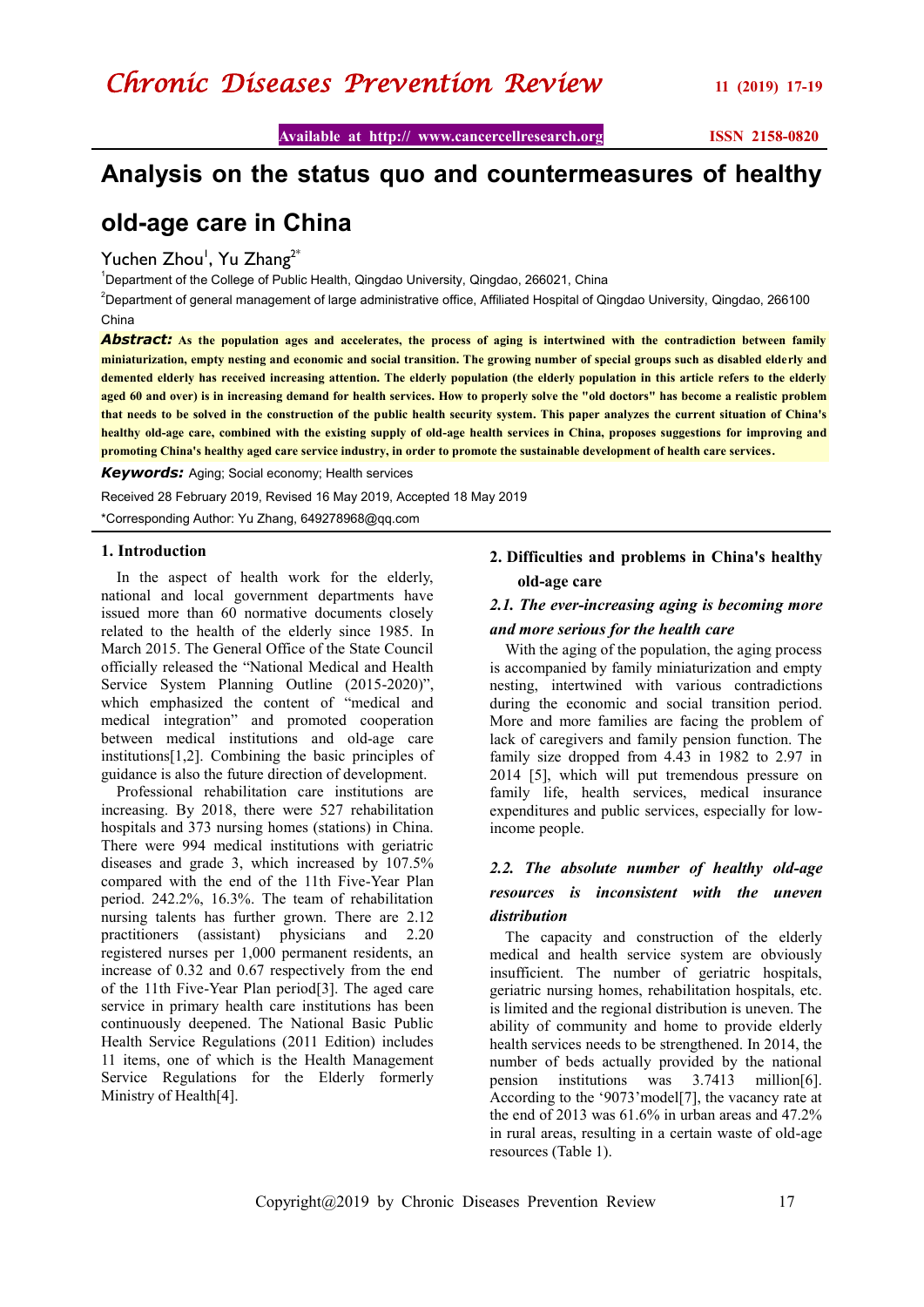# Analysis on the status quo and countermeasures of healthy old-age care in China

Yuchen Zhou[1], Yu Zhang[2*]

[1]Department of the College of Public Health, Qingdao University, Qingdao, 266021, China

[2]Department of general management of large administrative office, Affiliated Hospital of Qingdao University, Qingdao, 266100 China

***Abstract:*** **As the population ages and accelerates, the process of aging is intertwined with the contradiction between family miniaturization, empty nesting and economic and social transition. The growing number of special groups such as disabled elderly and demented elderly has received increasing attention. The elderly population (the elderly population in this article refers to the elderly aged 60 and over) is in increasing demand for health services. How to properly solve the "old doctors" has become a realistic problem that needs to be solved in the construction of the public health security system. This paper analyzes the current situation of China's healthy old-age care, combined with the existing supply of old-age health services in China, proposes suggestions for improving and promoting China's healthy aged care service industry, in order to promote the sustainable development of health care services.**

***Keywords:*** Aging; Social economy; Health services

Received 28 February 2019, Revised 16 May 2019, Accepted 18 May 2019

*Corresponding Author: Yu Zhang, 649278968@qq.com

## 1. Introduction

In the aspect of health work for the elderly, national and local government departments have issued more than 60 normative documents closely related to the health of the elderly since 1985. In March 2015. The General Office of the State Council officially released the "National Medical and Health Service System Planning Outline (2015-2020)", which emphasized the content of "medical and medical integration" and promoted cooperation between medical institutions and old-age care institutions[1,2]. Combining the basic principles of guidance is also the future direction of development.

Professional rehabilitation care institutions are increasing. By 2018, there were 527 rehabilitation hospitals and 373 nursing homes (stations) in China. There were 994 medical institutions with geriatric diseases and grade 3, which increased by 107.5% compared with the end of the 11th Five-Year Plan period. 242.2%, 16.3%. The team of rehabilitation nursing talents has further grown. There are 2.12 practitioners (assistant) physicians and 2.20 registered nurses per 1,000 permanent residents, an increase of 0.32 and 0.67 respectively from the end of the 11th Five-Year Plan period[3]. The aged care service in primary health care institutions has been continuously deepened. The National Basic Public Health Service Regulations (2011 Edition) includes 11 items, one of which is the Health Management Service Regulations for the Elderly formerly Ministry of Health[4].

## 2. Difficulties and problems in China's healthy old-age care

### *2.1. The ever-increasing aging is becoming more and more serious for the health care*

With the aging of the population, the aging process is accompanied by family miniaturization and empty nesting, intertwined with various contradictions during the economic and social transition period. More and more families are facing the problem of lack of caregivers and family pension function. The family size dropped from 4.43 in 1982 to 2.97 in 2014 [5], which will put tremendous pressure on family life, health services, medical insurance expenditures and public services, especially for low-income people.

### *2.2. The absolute number of healthy old-age resources is inconsistent with the uneven distribution*

The capacity and construction of the elderly medical and health service system are obviously insufficient. The number of geriatric hospitals, geriatric nursing homes, rehabilitation hospitals, etc. is limited and the regional distribution is uneven. The ability of community and home to provide elderly health services needs to be strengthened. In 2014, the number of beds actually provided by the national pension institutions was 3.7413 million[6]. According to the '9073'model[7], the vacancy rate at the end of 2013 was 61.6% in urban areas and 47.2% in rural areas, resulting in a certain waste of old-age resources (Table 1).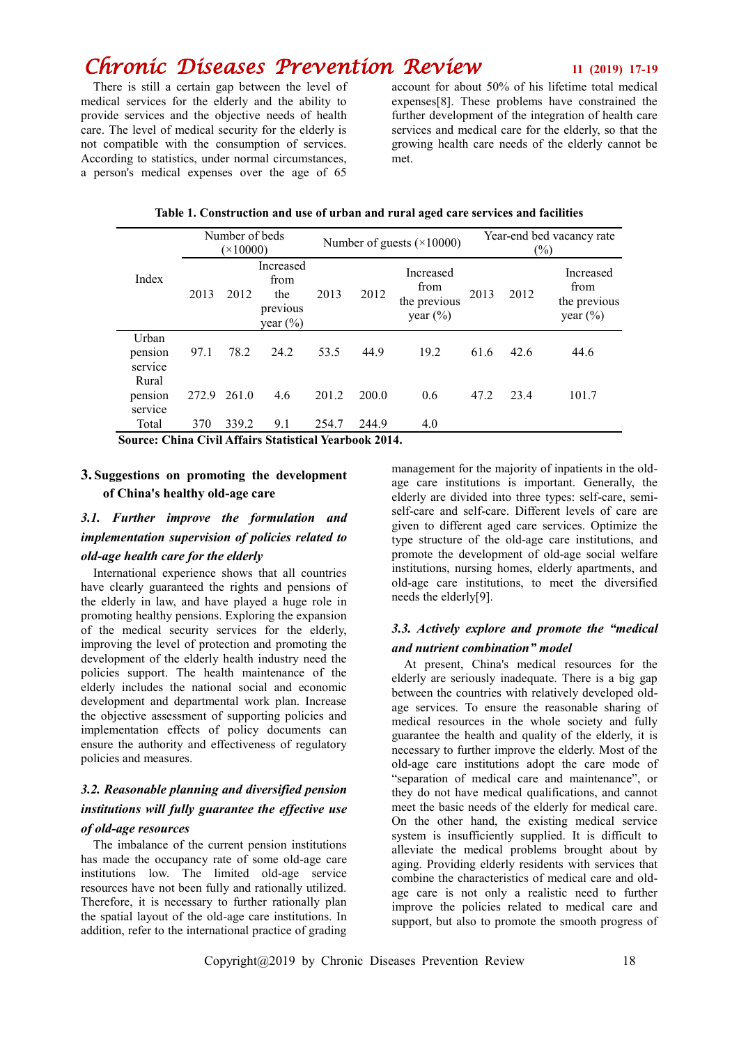There is still a certain gap between the level of medical services for the elderly and the ability to provide services and the objective needs of health care. The level of medical security for the elderly is not compatible with the consumption of services. According to statistics, under normal circumstances, a person's medical expenses over the age of 65 account for about 50% of his lifetime total medical expenses[8]. These problems have constrained the further development of the integration of health care services and medical care for the elderly, so that the growing health care needs of the elderly cannot be met.

**Table 1. Construction and use of urban and rural aged care services and facilities**

| Index | Number of beds (×10000) | | | Number of guests (×10000) | | | Year-end bed vacancy rate (%) | | |
|---|---|---|---|---|---|---|---|---|---|
| | 2013 | 2012 | Increased from the previous year (%) | 2013 | 2012 | Increased from the previous year (%) | 2013 | 2012 | Increased from the previous year (%) |
| Urban pension service | 97.1 | 78.2 | 24.2 | 53.5 | 44.9 | 19.2 | 61.6 | 42.6 | 44.6 |
| Rural pension service | 272.9 | 261.0 | 4.6 | 201.2 | 200.0 | 0.6 | 47.2 | 23.4 | 101.7 |
| Total | 370 | 339.2 | 9.1 | 254.7 | 244.9 | 4.0 | | | |

**Source: China Civil Affairs Statistical Yearbook 2014.**

## 3. Suggestions on promoting the development of China's healthy old-age care

### *3.1. Further improve the formulation and implementation supervision of policies related to old-age health care for the elderly*

International experience shows that all countries have clearly guaranteed the rights and pensions of the elderly in law, and have played a huge role in promoting healthy pensions. Exploring the expansion of the medical security services for the elderly, improving the level of protection and promoting the development of the elderly health industry need the policies support. The health maintenance of the elderly includes the national social and economic development and departmental work plan. Increase the objective assessment of supporting policies and implementation effects of policy documents can ensure the authority and effectiveness of regulatory policies and measures.

### *3.2. Reasonable planning and diversified pension institutions will fully guarantee the effective use of old-age resources*

The imbalance of the current pension institutions has made the occupancy rate of some old-age care institutions low. The limited old-age service resources have not been fully and rationally utilized. Therefore, it is necessary to further rationally plan the spatial layout of the old-age care institutions. In addition, refer to the international practice of grading management for the majority of inpatients in the old-age care institutions is important. Generally, the elderly are divided into three types: self-care, semi-self-care and self-care. Different levels of care are given to different aged care services. Optimize the type structure of the old-age care institutions, and promote the development of old-age social welfare institutions, nursing homes, elderly apartments, and old-age care institutions, to meet the diversified needs the elderly[9].

### *3.3. Actively explore and promote the "medical and nutrient combination" model*

At present, China's medical resources for the elderly are seriously inadequate. There is a big gap between the countries with relatively developed old-age services. To ensure the reasonable sharing of medical resources in the whole society and fully guarantee the health and quality of the elderly, it is necessary to further improve the elderly. Most of the old-age care institutions adopt the care mode of "separation of medical care and maintenance", or they do not have medical qualifications, and cannot meet the basic needs of the elderly for medical care. On the other hand, the existing medical service system is insufficiently supplied. It is difficult to alleviate the medical problems brought about by aging. Providing elderly residents with services that combine the characteristics of medical care and old-age care is not only a realistic need to further improve the policies related to medical care and support, but also to promote the smooth progress of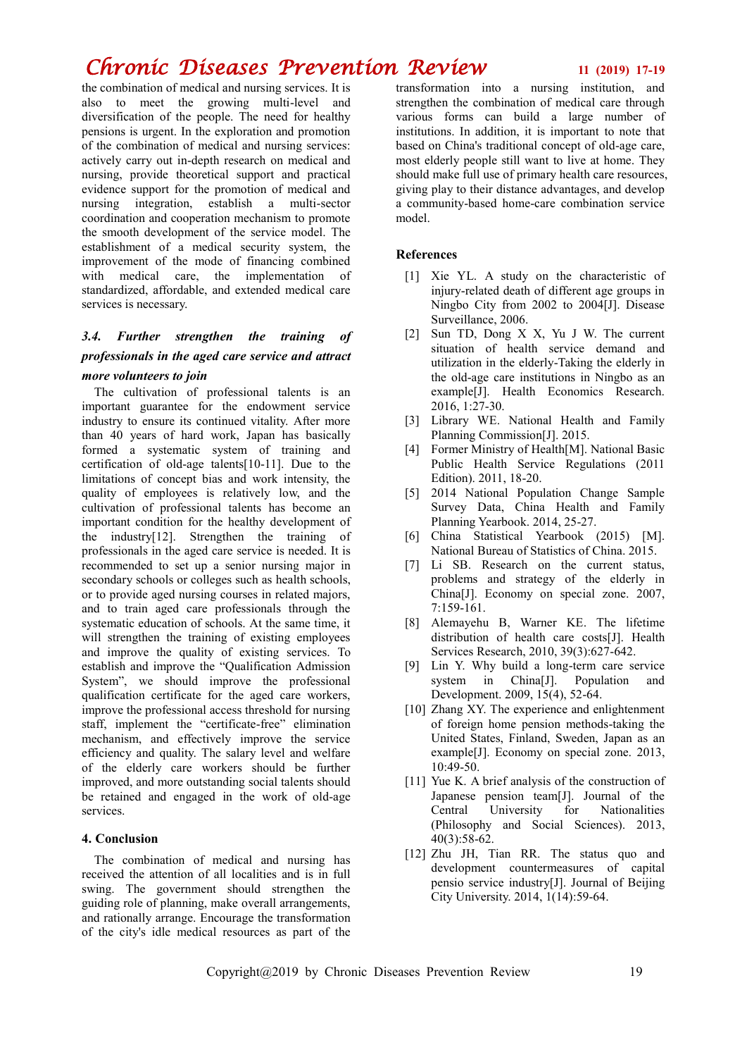the combination of medical and nursing services. It is also to meet the growing multi-level and diversification of the people. The need for healthy pensions is urgent. In the exploration and promotion of the combination of medical and nursing services: actively carry out in-depth research on medical and nursing, provide theoretical support and practical evidence support for the promotion of medical and nursing integration, establish a multi-sector coordination and cooperation mechanism to promote the smooth development of the service model. The establishment of a medical security system, the improvement of the mode of financing combined with medical care, the implementation of standardized, affordable, and extended medical care services is necessary.

### *3.4. Further strengthen the training of professionals in the aged care service and attract more volunteers to join*

The cultivation of professional talents is an important guarantee for the endowment service industry to ensure its continued vitality. After more than 40 years of hard work, Japan has basically formed a systematic system of training and certification of old-age talents[10-11]. Due to the limitations of concept bias and work intensity, the quality of employees is relatively low, and the cultivation of professional talents has become an important condition for the healthy development of the industry[12]. Strengthen the training of professionals in the aged care service is needed. It is recommended to set up a senior nursing major in secondary schools or colleges such as health schools, or to provide aged nursing courses in related majors, and to train aged care professionals through the systematic education of schools. At the same time, it will strengthen the training of existing employees and improve the quality of existing services. To establish and improve the "Qualification Admission System", we should improve the professional qualification certificate for the aged care workers, improve the professional access threshold for nursing staff, implement the "certificate-free" elimination mechanism, and effectively improve the service efficiency and quality. The salary level and welfare of the elderly care workers should be further improved, and more outstanding social talents should be retained and engaged in the work of old-age services.

## 4. Conclusion

The combination of medical and nursing has received the attention of all localities and is in full swing. The government should strengthen the guiding role of planning, make overall arrangements, and rationally arrange. Encourage the transformation of the city's idle medical resources as part of the transformation into a nursing institution, and strengthen the combination of medical care through various forms can build a large number of institutions. In addition, it is important to note that based on China's traditional concept of old-age care, most elderly people still want to live at home. They should make full use of primary health care resources, giving play to their distance advantages, and develop a community-based home-care combination service model.

## References

[1] Xie YL. A study on the characteristic of injury-related death of different age groups in Ningbo City from 2002 to 2004[J]. Disease Surveillance, 2006.

[2] Sun TD, Dong X X, Yu J W. The current situation of health service demand and utilization in the elderly-Taking the elderly in the old-age care institutions in Ningbo as an example[J]. Health Economics Research. 2016, 1:27-30.

[3] Library WE. National Health and Family Planning Commission[J]. 2015.

[4] Former Ministry of Health[M]. National Basic Public Health Service Regulations (2011 Edition). 2011, 18-20.

[5] 2014 National Population Change Sample Survey Data, China Health and Family Planning Yearbook. 2014, 25-27.

[6] China Statistical Yearbook (2015) [M]. National Bureau of Statistics of China. 2015.

[7] Li SB. Research on the current status, problems and strategy of the elderly in China[J]. Economy on special zone. 2007, 7:159-161.

[8] Alemayehu B, Warner KE. The lifetime distribution of health care costs[J]. Health Services Research, 2010, 39(3):627-642.

[9] Lin Y. Why build a long-term care service system in China[J]. Population and Development. 2009, 15(4), 52-64.

[10] Zhang XY. The experience and enlightenment of foreign home pension methods-taking the United States, Finland, Sweden, Japan as an example[J]. Economy on special zone. 2013, 10:49-50.

[11] Yue K. A brief analysis of the construction of Japanese pension team[J]. Journal of the Central University for Nationalities (Philosophy and Social Sciences). 2013, 40(3):58-62.

[12] Zhu JH, Tian RR. The status quo and development countermeasures of capital pensio service industry[J]. Journal of Beijing City University. 2014, 1(14):59-64.